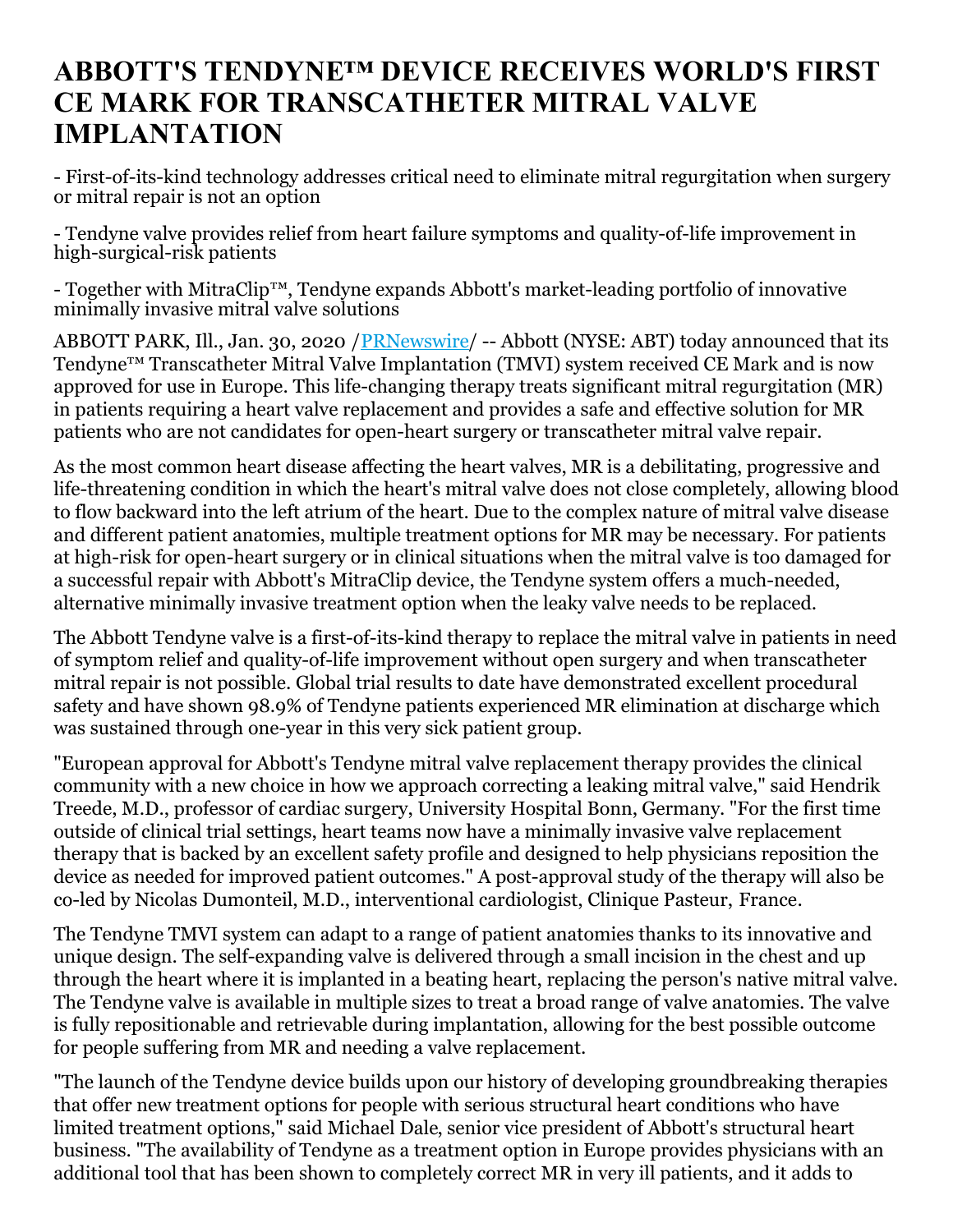# ABBOTT'S TENDYNE™ DEVICE RECEIVES WORLD'S FIRST CE MARK FOR TRANSCATHETER MITRAL VALVE IMPLANTATION

- First-of-its-kind technology addresses critical need to eliminate mitral regurgitation when surgery or mitral repair is not an option

- Tendyne valve provides relief from heart failure symptoms and quality-of-life improvement in high-surgical-risk patients

- Together with MitraClip™, Tendyne expands Abbott's market-leading portfolio of innovative minimally invasive mitral valve solutions

ABBOTT PARK, Ill., Jan. 30, 2020 /PRNewswire/ -- Abbott (NYSE: ABT) today announced that its Tendyne™ Transcatheter Mitral Valve Implantation (TMVI) system received CE Mark and is now approved for use in Europe. This life-changing therapy treats significant mitral regurgitation (MR) in patients requiring a heart valve replacement and provides a safe and effective solution for MR patients who are not candidates for open-heart surgery or transcatheter mitral valve repair.

As the most common heart disease affecting the heart valves, MR is a debilitating, progressive and life-threatening condition in which the heart's mitral valve does not close completely, allowing blood to flow backward into the left atrium of the heart. Due to the complex nature of mitral valve disease and different patient anatomies, multiple treatment options for MR may be necessary. For patients at high-risk for open-heart surgery or in clinical situations when the mitral valve is too damaged for a successful repair with Abbott's MitraClip device, the Tendyne system offers a much-needed, alternative minimally invasive treatment option when the leaky valve needs to be replaced.

The Abbott Tendyne valve is a first-of-its-kind therapy to replace the mitral valve in patients in need of symptom relief and quality-of-life improvement without open surgery and when transcatheter mitral repair is not possible. Global trial results to date have demonstrated excellent procedural safety and have shown 98.9% of Tendyne patients experienced MR elimination at discharge which was sustained through one-year in this very sick patient group.

"European approval for Abbott's Tendyne mitral valve replacement therapy provides the clinical community with a new choice in how we approach correcting a leaking mitral valve," said Hendrik Treede, M.D., professor of cardiac surgery, University Hospital Bonn, Germany. "For the first time outside of clinical trial settings, heart teams now have a minimally invasive valve replacement therapy that is backed by an excellent safety profile and designed to help physicians reposition the device as needed for improved patient outcomes." A post-approval study of the therapy will also be co-led by Nicolas Dumonteil, M.D., interventional cardiologist, Clinique Pasteur, France.

The Tendyne TMVI system can adapt to a range of patient anatomies thanks to its innovative and unique design. The self-expanding valve is delivered through a small incision in the chest and up through the heart where it is implanted in a beating heart, replacing the person's native mitral valve. The Tendyne valve is available in multiple sizes to treat a broad range of valve anatomies. The valve is fully repositionable and retrievable during implantation, allowing for the best possible outcome for people suffering from MR and needing a valve replacement.

"The launch of the Tendyne device builds upon our history of developing groundbreaking therapies that offer new treatment options for people with serious structural heart conditions who have limited treatment options," said Michael Dale, senior vice president of Abbott's structural heart business. "The availability of Tendyne as a treatment option in Europe provides physicians with an additional tool that has been shown to completely correct MR in very ill patients, and it adds to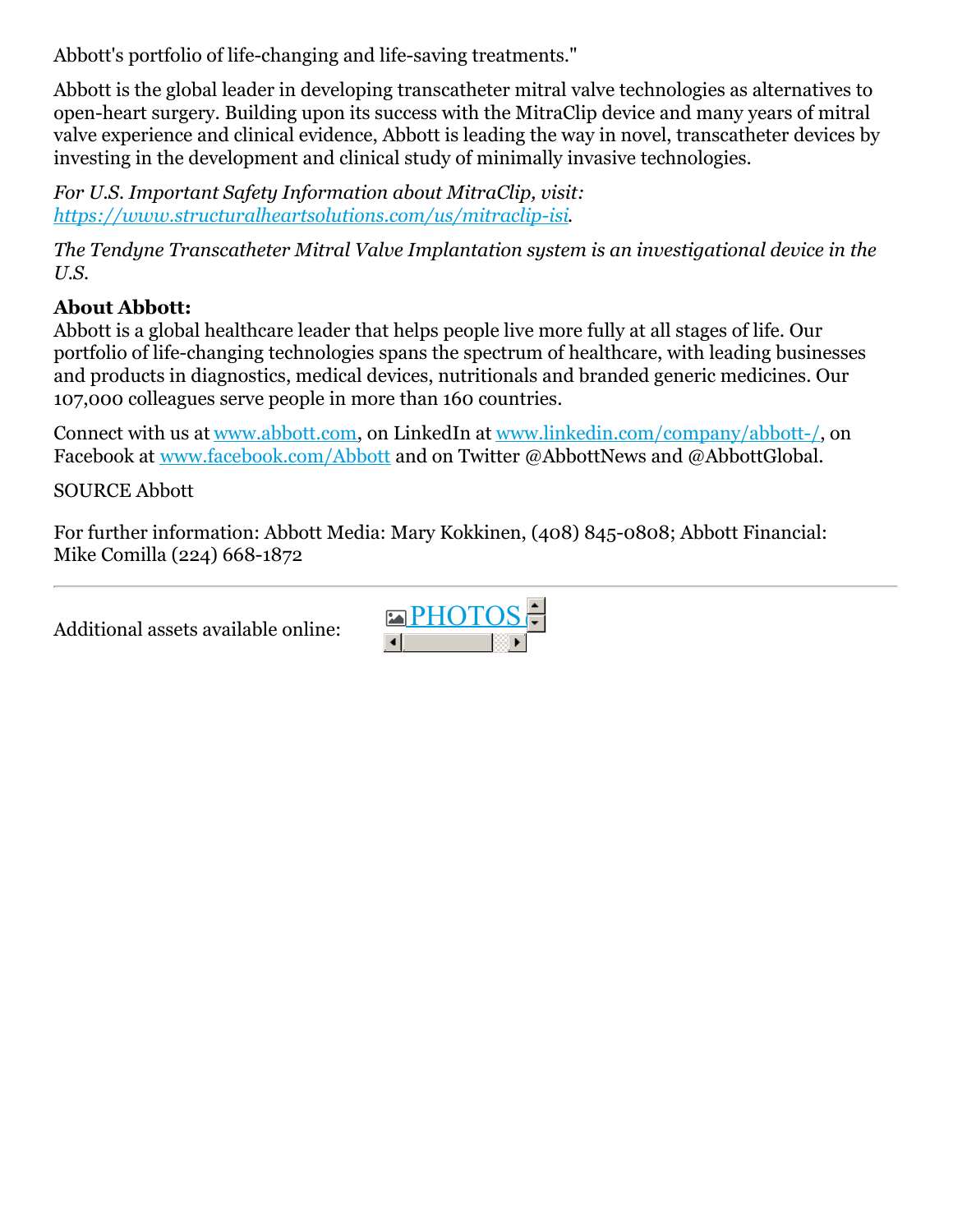Abbott's portfolio of life-changing and life-saving treatments."

Abbott is the global leader in developing transcatheter mitral valve technologies as alternatives to open-heart surgery. Building upon its success with the MitraClip device and many years of mitral valve experience and clinical evidence, Abbott is leading the way in novel, transcatheter devices by investing in the development and clinical study of minimally invasive technologies.

*For U.S. Important Safety Information about MitraClip, visit: [https://www.structuralheartsolutions.com/us/mitraclip-isi](https://www.structuralheartsolutions.com/us/mitraclip-isi).*

*The Tendyne Transcatheter Mitral Valve Implantation system is an investigational device in the U.S.*

**About Abbott:**
Abbott is a global healthcare leader that helps people live more fully at all stages of life. Our portfolio of life-changing technologies spans the spectrum of healthcare, with leading businesses and products in diagnostics, medical devices, nutritionals and branded generic medicines. Our 107,000 colleagues serve people in more than 160 countries.

Connect with us at [www.abbott.com](www.abbott.com), on LinkedIn at [www.linkedin.com/company/abbott-/](www.linkedin.com/company/abbott-/), on Facebook at [www.facebook.com/Abbott](www.facebook.com/Abbott) and on Twitter @AbbottNews and @AbbottGlobal.

SOURCE Abbott

For further information: Abbott Media: Mary Kokkinen, (408) 845-0808; Abbott Financial: Mike Comilla (224) 668-1872

---

Additional assets available online: PHOTOS